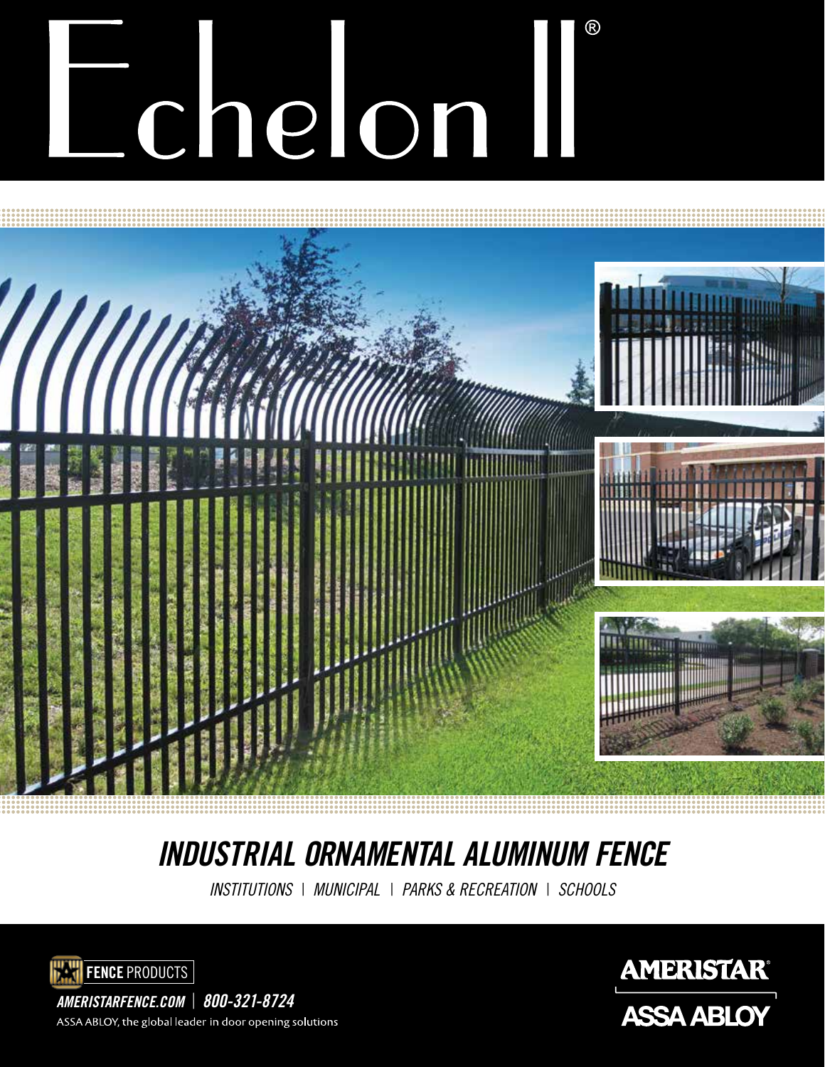# Echelon II®

## INDUSTRIAL ORNAMENTAL ALUMINUM FENCE

*INSTITUTIONS | MUNICIPAL | PARKS & RECREATION | SCHOOLS*

**FENCE** PRODUCTS

*AMERISTARFENCE.COM | 800-321-8724*

ASSA ABLOY, the global leader in door opening solutions

**AMERISTAR®**

**ASSA ABLOY**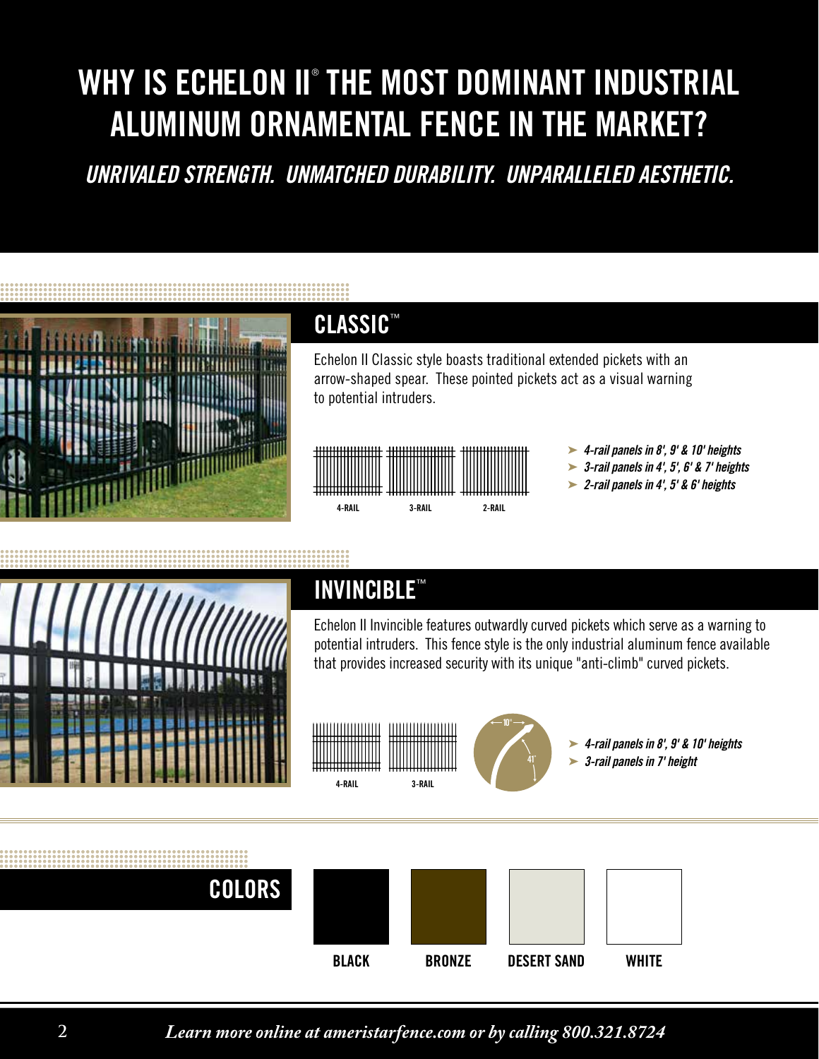# WHY IS ECHELON II® THE MOST DOMINANT INDUSTRIAL ALUMINUM ORNAMENTAL FENCE IN THE MARKET?

*UNRIVALED STRENGTH. UNMATCHED DURABILITY. UNPARALLELED AESTHETIC.*

## CLASSIC™

Echelon II Classic style boasts traditional extended pickets with an arrow-shaped spear. These pointed pickets act as a visual warning to potential intruders.

4-RAIL 3-RAIL 2-RAIL

- *4-rail panels in 8', 9' & 10' heights*
- *3-rail panels in 4', 5', 6' & 7' heights*
- *2-rail panels in 4', 5' & 6' heights*

## INVINCIBLE™

Echelon II Invincible features outwardly curved pickets which serve as a warning to potential intruders. This fence style is the only industrial aluminum fence available that provides increased security with its unique "anti-climb" curved pickets.

4-RAIL 3-RAIL

10" 41°

- *4-rail panels in 8', 9' & 10' heights*
- *3-rail panels in 7' height*

## COLORS

BLACK BRONZE DESERT SAND WHITE

*Learn more online at ameristarfence.com or by calling 800.321.8724*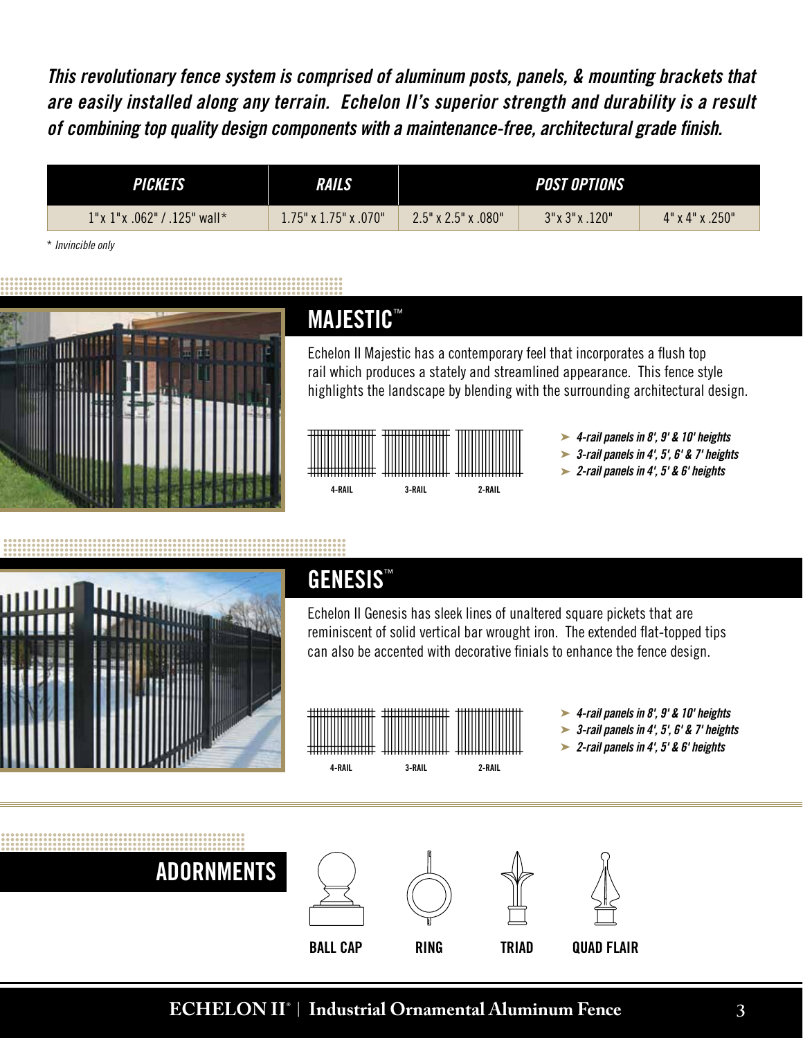*This revolutionary fence system is comprised of aluminum posts, panels, & mounting brackets that are easily installed along any terrain. Echelon II's superior strength and durability is a result of combining top quality design components with a maintenance-free, architectural grade finish.*

| PICKETS | RAILS | POST OPTIONS | | |
|---|---|---|---|---|
| 1"x 1"x .062" / .125" wall* | 1.75" x 1.75" x .070" | 2.5" x 2.5" x .080" | 3"x 3"x .120" | 4" x 4" x .250" |

\* *Invincible only*

## MAJESTIC™

Echelon II Majestic has a contemporary feel that incorporates a flush top rail which produces a stately and streamlined appearance. This fence style highlights the landscape by blending with the surrounding architectural design.

4-RAIL 3-RAIL 2-RAIL

- *4-rail panels in 8', 9' & 10' heights*
- *3-rail panels in 4', 5', 6' & 7' heights*
- *2-rail panels in 4', 5' & 6' heights*

## GENESIS™

Echelon II Genesis has sleek lines of unaltered square pickets that are reminiscent of solid vertical bar wrought iron. The extended flat-topped tips can also be accented with decorative finials to enhance the fence design.

4-RAIL 3-RAIL 2-RAIL

- *4-rail panels in 8', 9' & 10' heights*
- *3-rail panels in 4', 5', 6' & 7' heights*
- *2-rail panels in 4', 5' & 6' heights*

## ADORNMENTS

BALL CAP RING TRIAD QUAD FLAIR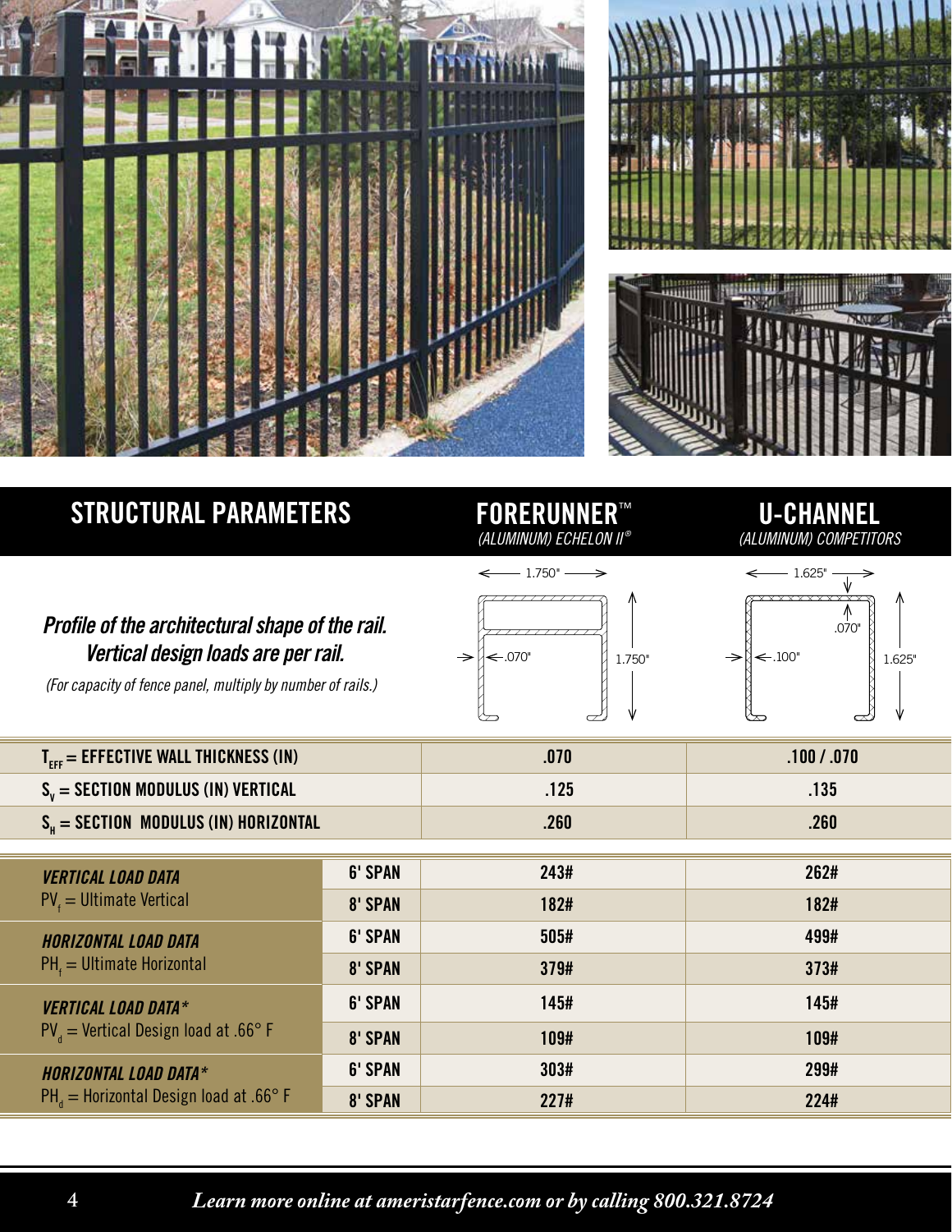## STRUCTURAL PARAMETERS

| STRUCTURAL PARAMETERS | | FORERUNNER™ (ALUMINUM) ECHELON II® | U-CHANNEL (ALUMINUM) COMPETITORS |
|---|---|---|---|
| ***Profile of the architectural shape of the rail. Vertical design loads are per rail.*** *(For capacity of fence panel, multiply by number of rails.)* | | 1.750" × 1.750", .070" | 1.625" × 1.625", .100" / .070" |
| **$T_{EFF}$ = EFFECTIVE WALL THICKNESS (IN)** | | .070 | .100 / .070 |
| **$S_V$ = SECTION MODULUS (IN) VERTICAL** | | .125 | .135 |
| **$S_H$ = SECTION MODULUS (IN) HORIZONTAL** | | .260 | .260 |
| ***VERTICAL LOAD DATA*** $PV_f$ = Ultimate Vertical | 6' SPAN | 243# | 262# |
| | 8' SPAN | 182# | 182# |
| ***HORIZONTAL LOAD DATA*** $PH_f$ = Ultimate Horizontal | 6' SPAN | 505# | 499# |
| | 8' SPAN | 379# | 373# |
| ***VERTICAL LOAD DATA**** $PV_d$ = Vertical Design load at .66° F | 6' SPAN | 145# | 145# |
| | 8' SPAN | 109# | 109# |
| ***HORIZONTAL LOAD DATA**** $PH_d$ = Horizontal Design load at .66° F | 6' SPAN | 303# | 299# |
| | 8' SPAN | 227# | 224# |

*Learn more online at ameristarfence.com or by calling 800.321.8724*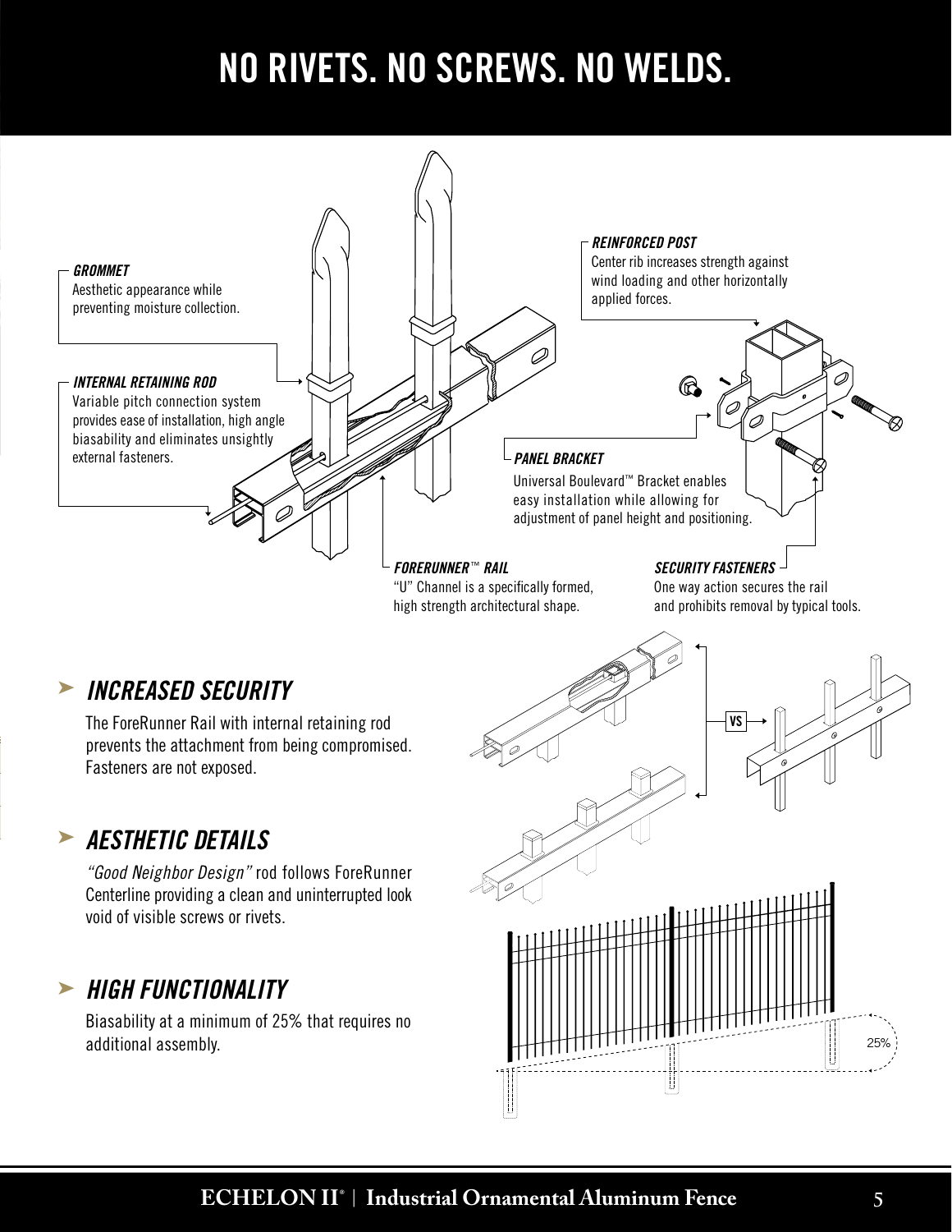# NO RIVETS. NO SCREWS. NO WELDS.

***GROMMET***
Aesthetic appearance while preventing moisture collection.

***INTERNAL RETAINING ROD***
Variable pitch connection system provides ease of installation, high angle biasability and eliminates unsightly external fasteners.

***REINFORCED POST***
Center rib increases strength against wind loading and other horizontally applied forces.

***PANEL BRACKET***
Universal Boulevard™ Bracket enables easy installation while allowing for adjustment of panel height and positioning.

***FORERUNNER™ RAIL***
"U" Channel is a specifically formed, high strength architectural shape.

***SECURITY FASTENERS***
One way action secures the rail and prohibits removal by typical tools.

## INCREASED SECURITY

The ForeRunner Rail with internal retaining rod prevents the attachment from being compromised. Fasteners are not exposed.

## AESTHETIC DETAILS

*"Good Neighbor Design"* rod follows ForeRunner Centerline providing a clean and uninterrupted look void of visible screws or rivets.

## HIGH FUNCTIONALITY

Biasability at a minimum of 25% that requires no additional assembly.

VS

25%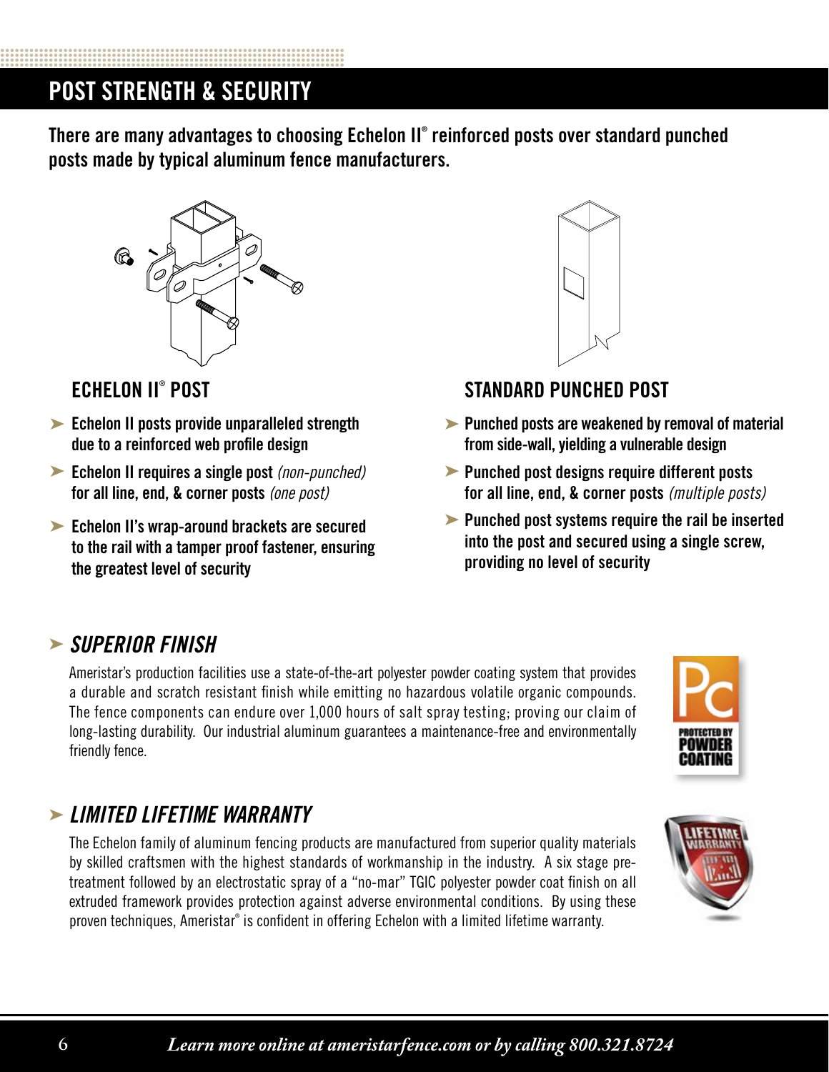# POST STRENGTH & SECURITY

**There are many advantages to choosing Echelon II® reinforced posts over standard punched posts made by typical aluminum fence manufacturers.**

## ECHELON II® POST

- **Echelon II posts provide unparalleled strength due to a reinforced web profile design**
- **Echelon II requires a single post** *(non-punched)* **for all line, end, & corner posts** *(one post)*
- **Echelon II's wrap-around brackets are secured to the rail with a tamper proof fastener, ensuring the greatest level of security**

## STANDARD PUNCHED POST

- **Punched posts are weakened by removal of material from side-wall, yielding a vulnerable design**
- **Punched post designs require different posts for all line, end, & corner posts** *(multiple posts)*
- **Punched post systems require the rail be inserted into the post and secured using a single screw, providing no level of security**

## *SUPERIOR FINISH*

Ameristar's production facilities use a state-of-the-art polyester powder coating system that provides a durable and scratch resistant finish while emitting no hazardous volatile organic compounds. The fence components can endure over 1,000 hours of salt spray testing; proving our claim of long-lasting durability. Our industrial aluminum guarantees a maintenance-free and environmentally friendly fence.

Pc PROTECTED BY POWDER COATING

## *LIMITED LIFETIME WARRANTY*

The Echelon family of aluminum fencing products are manufactured from superior quality materials by skilled craftsmen with the highest standards of workmanship in the industry. A six stage pre-treatment followed by an electrostatic spray of a "no-mar" TGIC polyester powder coat finish on all extruded framework provides protection against adverse environmental conditions. By using these proven techniques, Ameristar® is confident in offering Echelon with a limited lifetime warranty.

LIFETIME WARRANTY

*Learn more online at ameristarfence.com or by calling 800.321.8724*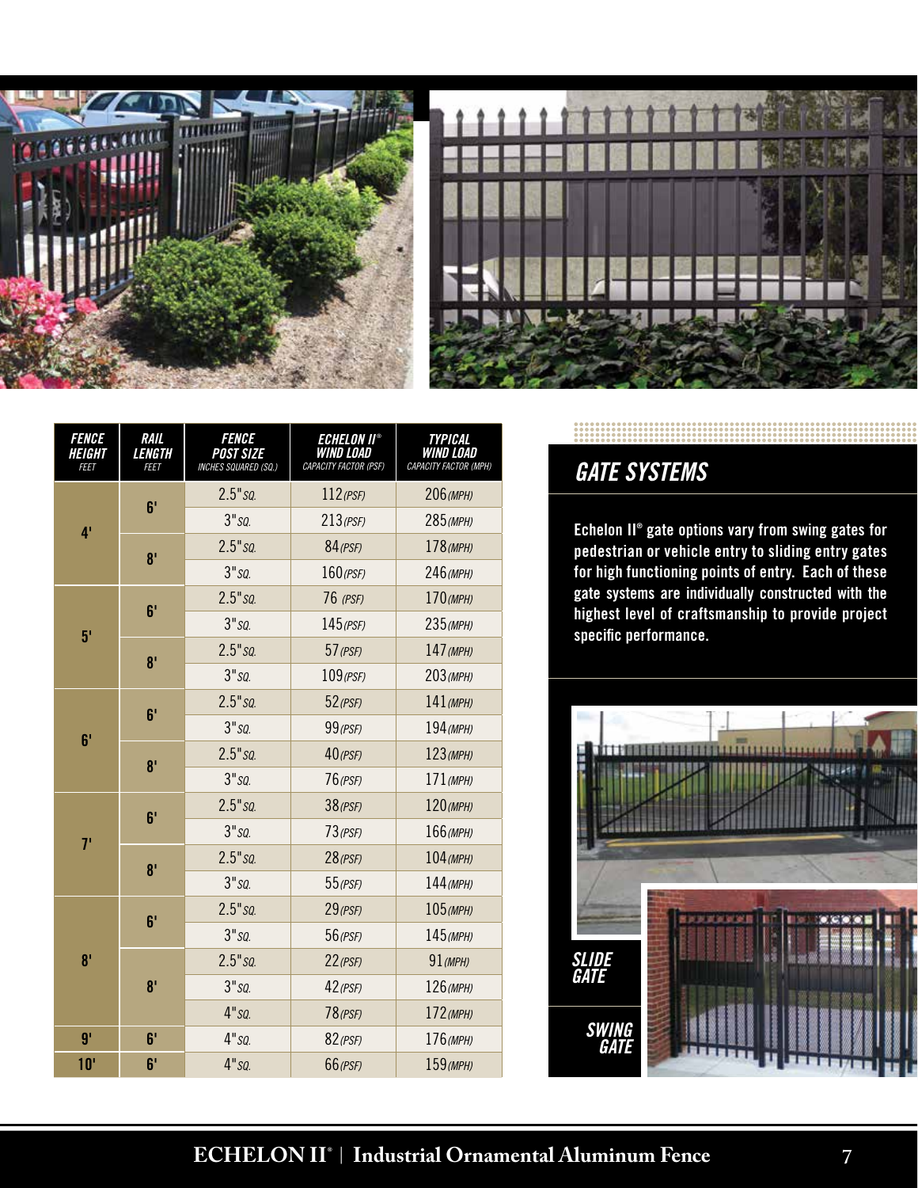| FENCE HEIGHT FEET | RAIL LENGTH FEET | FENCE POST SIZE INCHES SQUARED (SQ.) | ECHELON II® WIND LOAD CAPACITY FACTOR (PSF) | TYPICAL WIND LOAD CAPACITY FACTOR (MPH) |
|---|---|---|---|---|
| 4' | 6' | 2.5" SQ. | 112 (PSF) | 206 (MPH) |
| | | 3" SQ. | 213 (PSF) | 285 (MPH) |
| | 8' | 2.5" SQ. | 84 (PSF) | 178 (MPH) |
| | | 3" SQ. | 160 (PSF) | 246 (MPH) |
| 5' | 6' | 2.5" SQ. | 76 (PSF) | 170 (MPH) |
| | | 3" SQ. | 145 (PSF) | 235 (MPH) |
| | 8' | 2.5" SQ. | 57 (PSF) | 147 (MPH) |
| | | 3" SQ. | 109 (PSF) | 203 (MPH) |
| 6' | 6' | 2.5" SQ. | 52 (PSF) | 141 (MPH) |
| | | 3" SQ. | 99 (PSF) | 194 (MPH) |
| | 8' | 2.5" SQ. | 40 (PSF) | 123 (MPH) |
| | | 3" SQ. | 76 (PSF) | 171 (MPH) |
| 7' | 6' | 2.5" SQ. | 38 (PSF) | 120 (MPH) |
| | | 3" SQ. | 73 (PSF) | 166 (MPH) |
| | 8' | 2.5" SQ. | 28 (PSF) | 104 (MPH) |
| | | 3" SQ. | 55 (PSF) | 144 (MPH) |
| 8' | 6' | 2.5" SQ. | 29 (PSF) | 105 (MPH) |
| | | 3" SQ. | 56 (PSF) | 145 (MPH) |
| | 8' | 2.5" SQ. | 22 (PSF) | 91 (MPH) |
| | | 3" SQ. | 42 (PSF) | 126 (MPH) |
| | | 4" SQ. | 78 (PSF) | 172 (MPH) |
| 9' | 6' | 4" SQ. | 82 (PSF) | 176 (MPH) |
| 10' | 6' | 4" SQ. | 66 (PSF) | 159 (MPH) |

## GATE SYSTEMS

**Echelon II® gate options vary from swing gates for pedestrian or vehicle entry to sliding entry gates for high functioning points of entry. Each of these gate systems are individually constructed with the highest level of craftsmanship to provide project specific performance.**

SLIDE GATE

SWING GATE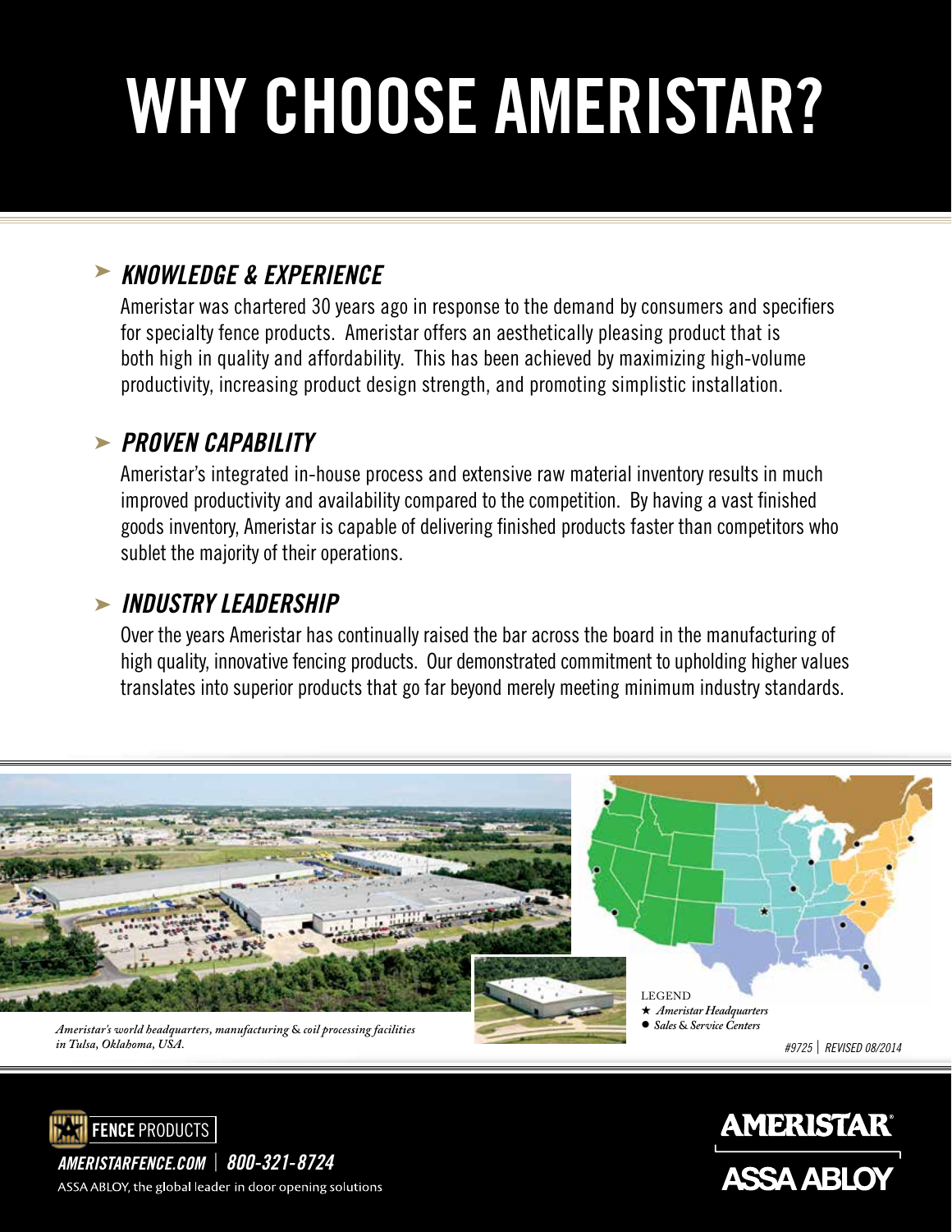# WHY CHOOSE AMERISTAR?

## *KNOWLEDGE & EXPERIENCE*

Ameristar was chartered 30 years ago in response to the demand by consumers and specifiers for specialty fence products. Ameristar offers an aesthetically pleasing product that is both high in quality and affordability. This has been achieved by maximizing high-volume productivity, increasing product design strength, and promoting simplistic installation.

## *PROVEN CAPABILITY*

Ameristar's integrated in-house process and extensive raw material inventory results in much improved productivity and availability compared to the competition. By having a vast finished goods inventory, Ameristar is capable of delivering finished products faster than competitors who sublet the majority of their operations.

## *INDUSTRY LEADERSHIP*

Over the years Ameristar has continually raised the bar across the board in the manufacturing of high quality, innovative fencing products. Our demonstrated commitment to upholding higher values translates into superior products that go far beyond merely meeting minimum industry standards.

*Ameristar's world headquarters, manufacturing & coil processing facilities in Tulsa, Oklahoma, USA.*

LEGEND
★ *Ameristar Headquarters*
● *Sales & Service Centers*

*#9725 | REVISED 08/2014*

FENCE PRODUCTS

*AMERISTARFENCE.COM | 800-321-8724*

ASSA ABLOY, the global leader in door opening solutions

AMERISTAR®
ASSA ABLOY